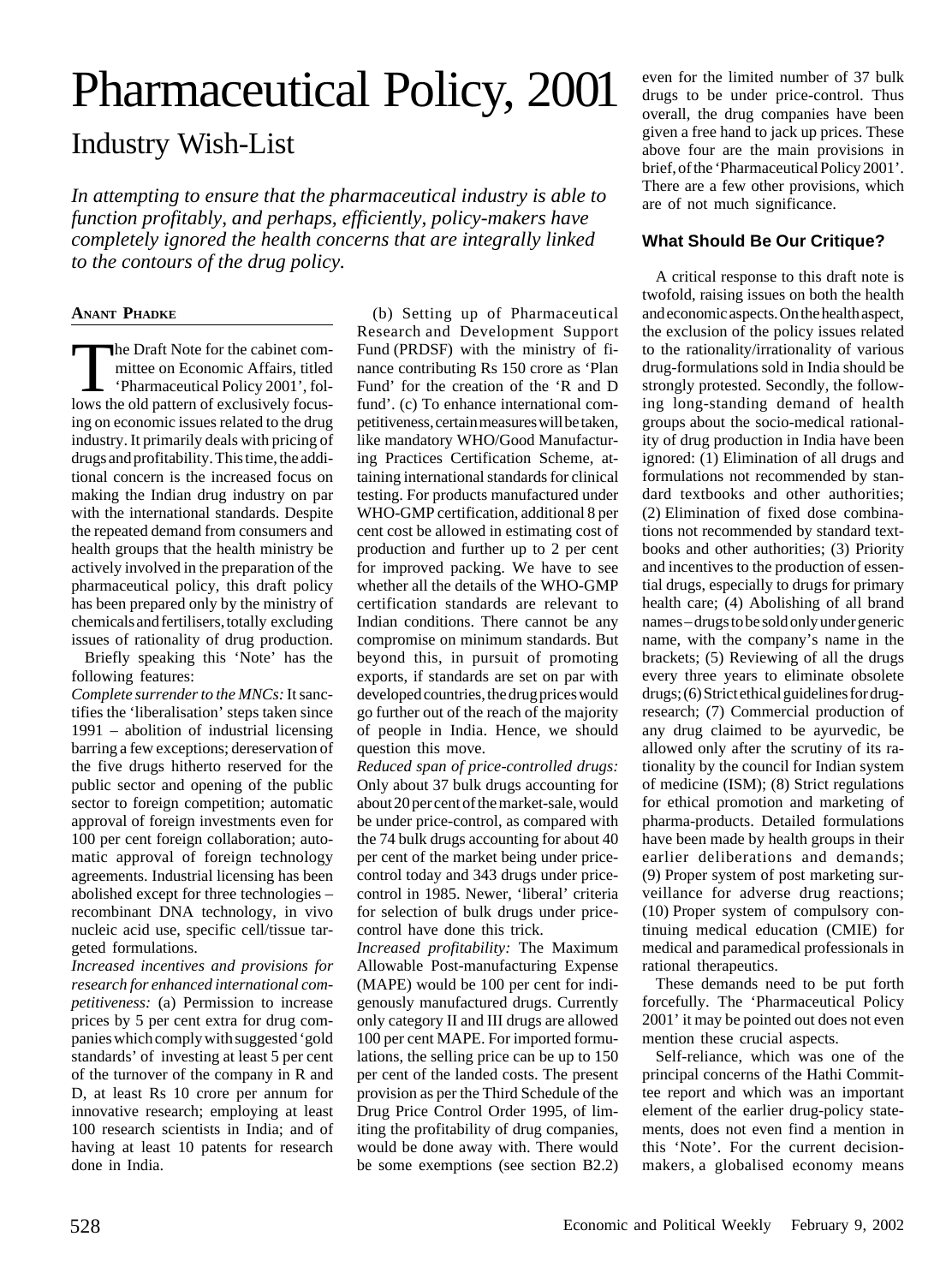# Pharmaceutical Policy, 2001

## Industry Wish-List

*In attempting to ensure that the pharmaceutical industry is able to function profitably, and perhaps, efficiently, policy-makers have completely ignored the health concerns that are integrally linked to the contours of the drug policy.*

**ANANT PHADKE**

The Draft Note for the cabinet committee on Economic Affairs, titled 'Pharmaceutical Policy 2001', follows the old pattern of exclusively focusing on economic issues related to the drug industry. It primarily deals with pricing of drugs and profitability. This time, the additional concern is the increased focus on making the Indian drug industry on par with the international standards. Despite the repeated demand from consumers and health groups that the health ministry be actively involved in the preparation of the pharmaceutical policy, this draft policy has been prepared only by the ministry of chemicals and fertilisers, totally excluding issues of rationality of drug production.

Briefly speaking this 'Note' has the following features:

*Complete surrender to the MNCs:* It sanctifies the 'liberalisation' steps taken since 1991 – abolition of industrial licensing barring a few exceptions; dereservation of the five drugs hitherto reserved for the public sector and opening of the public sector to foreign competition; automatic approval of foreign investments even for 100 per cent foreign collaboration; automatic approval of foreign technology agreements. Industrial licensing has been abolished except for three technologies – recombinant DNA technology, in vivo nucleic acid use, specific cell/tissue targeted formulations.

*Increased incentives and provisions for research for enhanced international competitiveness:* (a) Permission to increase prices by 5 per cent extra for drug companies which comply with suggested 'gold standards' of investing at least 5 per cent of the turnover of the company in R and D, at least Rs 10 crore per annum for innovative research; employing at least 100 research scientists in India; and of having at least 10 patents for research done in India.

(b) Setting up of Pharmaceutical Research and Development Support Fund (PRDSF) with the ministry of finance contributing Rs 150 crore as 'Plan Fund' for the creation of the 'R and D fund'. (c) To enhance international competitiveness, certain measures will be taken, like mandatory WHO/Good Manufacturing Practices Certification Scheme, attaining international standards for clinical testing. For products manufactured under WHO-GMP certification, additional 8 per cent cost be allowed in estimating cost of production and further up to 2 per cent for improved packing. We have to see whether all the details of the WHO-GMP certification standards are relevant to Indian conditions. There cannot be any compromise on minimum standards. But beyond this, in pursuit of promoting exports, if standards are set on par with developed countries, the drug prices would go further out of the reach of the majority of people in India. Hence, we should question this move.

*Reduced span of price-controlled drugs:* Only about 37 bulk drugs accounting for about 20 per cent of the market-sale, would be under price-control, as compared with the 74 bulk drugs accounting for about 40 per cent of the market being under price-control today and 343 drugs under price-control in 1985. Newer, 'liberal' criteria for selection of bulk drugs under price-control have done this trick.

*Increased profitability:* The Maximum Allowable Post-manufacturing Expense (MAPE) would be 100 per cent for indigenously manufactured drugs. Currently only category II and III drugs are allowed 100 per cent MAPE. For imported formulations, the selling price can be up to 150 per cent of the landed costs. The present provision as per the Third Schedule of the Drug Price Control Order 1995, of limiting the profitability of drug companies, would be done away with. There would be some exemptions (see section B2.2) even for the limited number of 37 bulk drugs to be under price-control. Thus overall, the drug companies have been given a free hand to jack up prices. These above four are the main provisions in brief, of the 'Pharmaceutical Policy 2001'. There are a few other provisions, which are of not much significance.

### What Should Be Our Critique?

A critical response to this draft note is twofold, raising issues on both the health and economic aspects. On the health aspect, the exclusion of the policy issues related to the rationality/irrationality of various drug-formulations sold in India should be strongly protested. Secondly, the following long-standing demand of health groups about the socio-medical rationality of drug production in India have been ignored: (1) Elimination of all drugs and formulations not recommended by standard textbooks and other authorities; (2) Elimination of fixed dose combinations not recommended by standard textbooks and other authorities; (3) Priority and incentives to the production of essential drugs, especially to drugs for primary health care; (4) Abolishing of all brand names – drugs to be sold only under generic name, with the company's name in the brackets; (5) Reviewing of all the drugs every three years to eliminate obsolete drugs; (6) Strict ethical guidelines for drug-research; (7) Commercial production of any drug claimed to be ayurvedic, be allowed only after the scrutiny of its rationality by the council for Indian system of medicine (ISM); (8) Strict regulations for ethical promotion and marketing of pharma-products. Detailed formulations have been made by health groups in their earlier deliberations and demands; (9) Proper system of post marketing surveillance for adverse drug reactions; (10) Proper system of compulsory continuing medical education (CMIE) for medical and paramedical professionals in rational therapeutics.

These demands need to be put forth forcefully. The 'Pharmaceutical Policy 2001' it may be pointed out does not even mention these crucial aspects.

Self-reliance, which was one of the principal concerns of the Hathi Committee report and which was an important element of the earlier drug-policy statements, does not even find a mention in this 'Note'. For the current decision-makers, a globalised economy means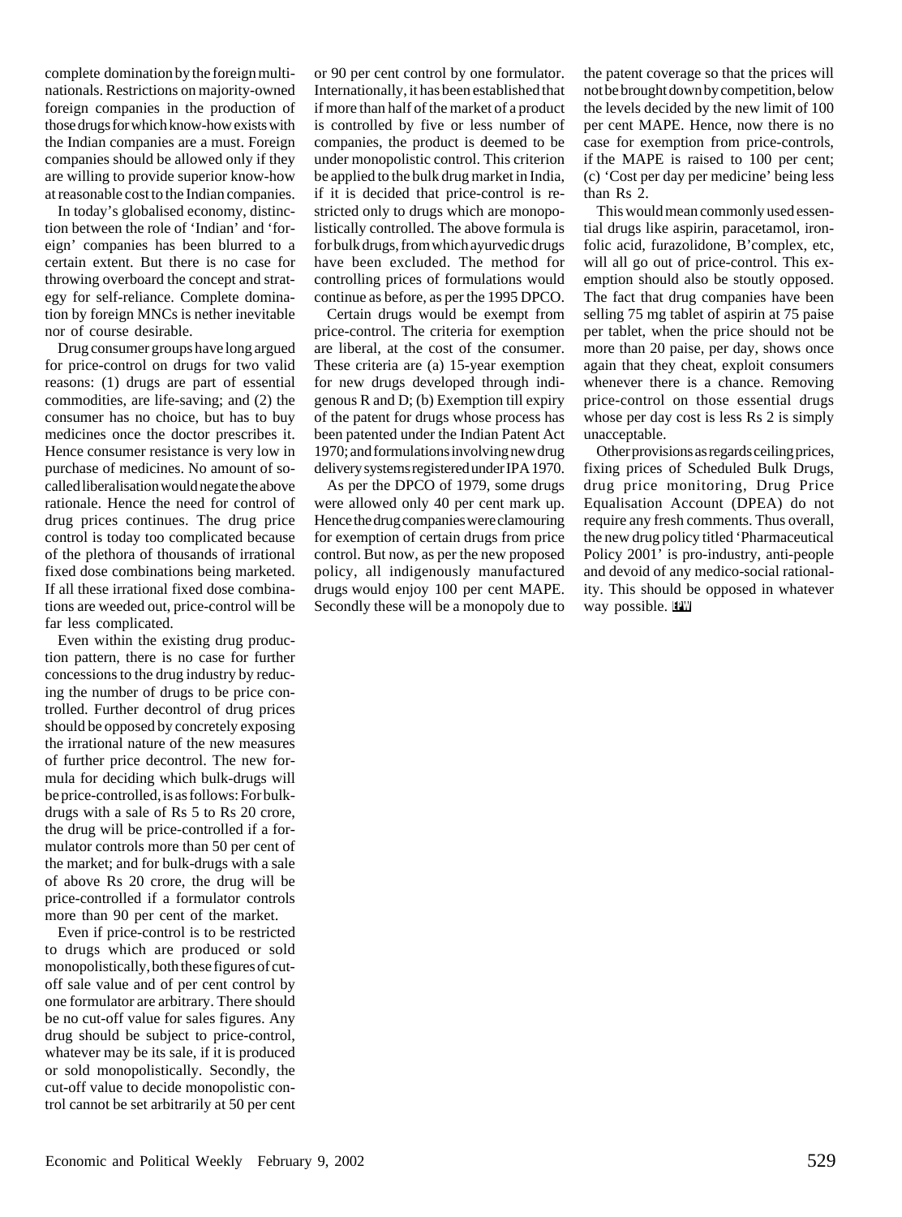complete domination by the foreign multinationals. Restrictions on majority-owned foreign companies in the production of those drugs for which know-how exists with the Indian companies are a must. Foreign companies should be allowed only if they are willing to provide superior know-how at reasonable cost to the Indian companies.

In today's globalised economy, distinction between the role of 'Indian' and 'foreign' companies has been blurred to a certain extent. But there is no case for throwing overboard the concept and strategy for self-reliance. Complete domination by foreign MNCs is nether inevitable nor of course desirable.

Drug consumer groups have long argued for price-control on drugs for two valid reasons: (1) drugs are part of essential commodities, are life-saving; and (2) the consumer has no choice, but has to buy medicines once the doctor prescribes it. Hence consumer resistance is very low in purchase of medicines. No amount of so-called liberalisation would negate the above rationale. Hence the need for control of drug prices continues. The drug price control is today too complicated because of the plethora of thousands of irrational fixed dose combinations being marketed. If all these irrational fixed dose combinations are weeded out, price-control will be far less complicated.

Even within the existing drug production pattern, there is no case for further concessions to the drug industry by reducing the number of drugs to be price controlled. Further decontrol of drug prices should be opposed by concretely exposing the irrational nature of the new measures of further price decontrol. The new formula for deciding which bulk-drugs will be price-controlled, is as follows: For bulk-drugs with a sale of Rs 5 to Rs 20 crore, the drug will be price-controlled if a formulator controls more than 50 per cent of the market; and for bulk-drugs with a sale of above Rs 20 crore, the drug will be price-controlled if a formulator controls more than 90 per cent of the market.

Even if price-control is to be restricted to drugs which are produced or sold monopolistically, both these figures of cut-off sale value and of per cent control by one formulator are arbitrary. There should be no cut-off value for sales figures. Any drug should be subject to price-control, whatever may be its sale, if it is produced or sold monopolistically. Secondly, the cut-off value to decide monopolistic control cannot be set arbitrarily at 50 per cent or 90 per cent control by one formulator. Internationally, it has been established that if more than half of the market of a product is controlled by five or less number of companies, the product is deemed to be under monopolistic control. This criterion be applied to the bulk drug market in India, if it is decided that price-control is restricted only to drugs which are monopolistically controlled. The above formula is for bulk drugs, from which ayurvedic drugs have been excluded. The method for controlling prices of formulations would continue as before, as per the 1995 DPCO.

Certain drugs would be exempt from price-control. The criteria for exemption are liberal, at the cost of the consumer. These criteria are (a) 15-year exemption for new drugs developed through indigenous R and D; (b) Exemption till expiry of the patent for drugs whose process has been patented under the Indian Patent Act 1970; and formulations involving new drug delivery systems registered under IPA 1970.

As per the DPCO of 1979, some drugs were allowed only 40 per cent mark up. Hence the drug companies were clamouring for exemption of certain drugs from price control. But now, as per the new proposed policy, all indigenously manufactured drugs would enjoy 100 per cent MAPE. Secondly these will be a monopoly due to the patent coverage so that the prices will not be brought down by competition, below the levels decided by the new limit of 100 per cent MAPE. Hence, now there is no case for exemption from price-controls, if the MAPE is raised to 100 per cent; (c) 'Cost per day per medicine' being less than Rs 2.

This would mean commonly used essential drugs like aspirin, paracetamol, iron-folic acid, furazolidone, B'complex, etc, will all go out of price-control. This exemption should also be stoutly opposed. The fact that drug companies have been selling 75 mg tablet of aspirin at 75 paise per tablet, when the price should not be more than 20 paise, per day, shows once again that they cheat, exploit consumers whenever there is a chance. Removing price-control on those essential drugs whose per day cost is less Rs 2 is simply unacceptable.

Other provisions as regards ceiling prices, fixing prices of Scheduled Bulk Drugs, drug price monitoring, Drug Price Equalisation Account (DPEA) do not require any fresh comments. Thus overall, the new drug policy titled 'Pharmaceutical Policy 2001' is pro-industry, anti-people and devoid of any medico-social rationality. This should be opposed in whatever way possible.